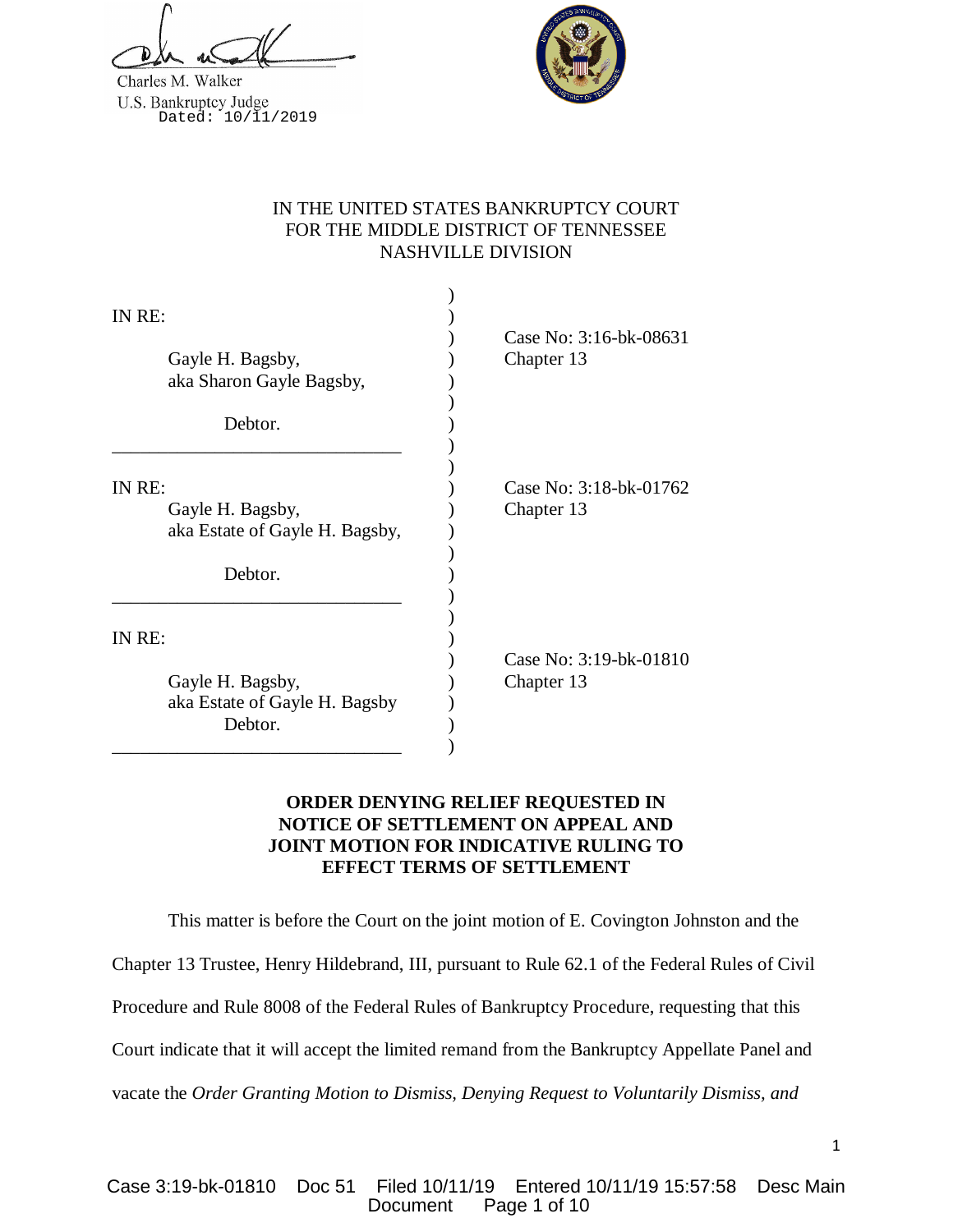Charles M. Walker
U.S. Bankruptcy Judge
Dated: 10/11/2019

IN THE UNITED STATES BANKRUPTCY COURT
FOR THE MIDDLE DISTRICT OF TENNESSEE
NASHVILLE DIVISION

| | |
|---|---|
| IN RE:<br><br>Gayle H. Bagsby,<br>aka Sharon Gayle Bagsby,<br><br>Debtor. | Case No: 3:16-bk-08631<br>Chapter 13 |
| IN RE:<br>Gayle H. Bagsby,<br>aka Estate of Gayle H. Bagsby,<br><br>Debtor. | Case No: 3:18-bk-01762<br>Chapter 13 |
| IN RE:<br><br>Gayle H. Bagsby,<br>aka Estate of Gayle H. Bagsby<br>Debtor. | Case No: 3:19-bk-01810<br>Chapter 13 |

**ORDER DENYING RELIEF REQUESTED IN NOTICE OF SETTLEMENT ON APPEAL AND JOINT MOTION FOR INDICATIVE RULING TO EFFECT TERMS OF SETTLEMENT**

This matter is before the Court on the joint motion of E. Covington Johnston and the Chapter 13 Trustee, Henry Hildebrand, III, pursuant to Rule 62.1 of the Federal Rules of Civil Procedure and Rule 8008 of the Federal Rules of Bankruptcy Procedure, requesting that this Court indicate that it will accept the limited remand from the Bankruptcy Appellate Panel and vacate the *Order Granting Motion to Dismiss, Denying Request to Voluntarily Dismiss, and*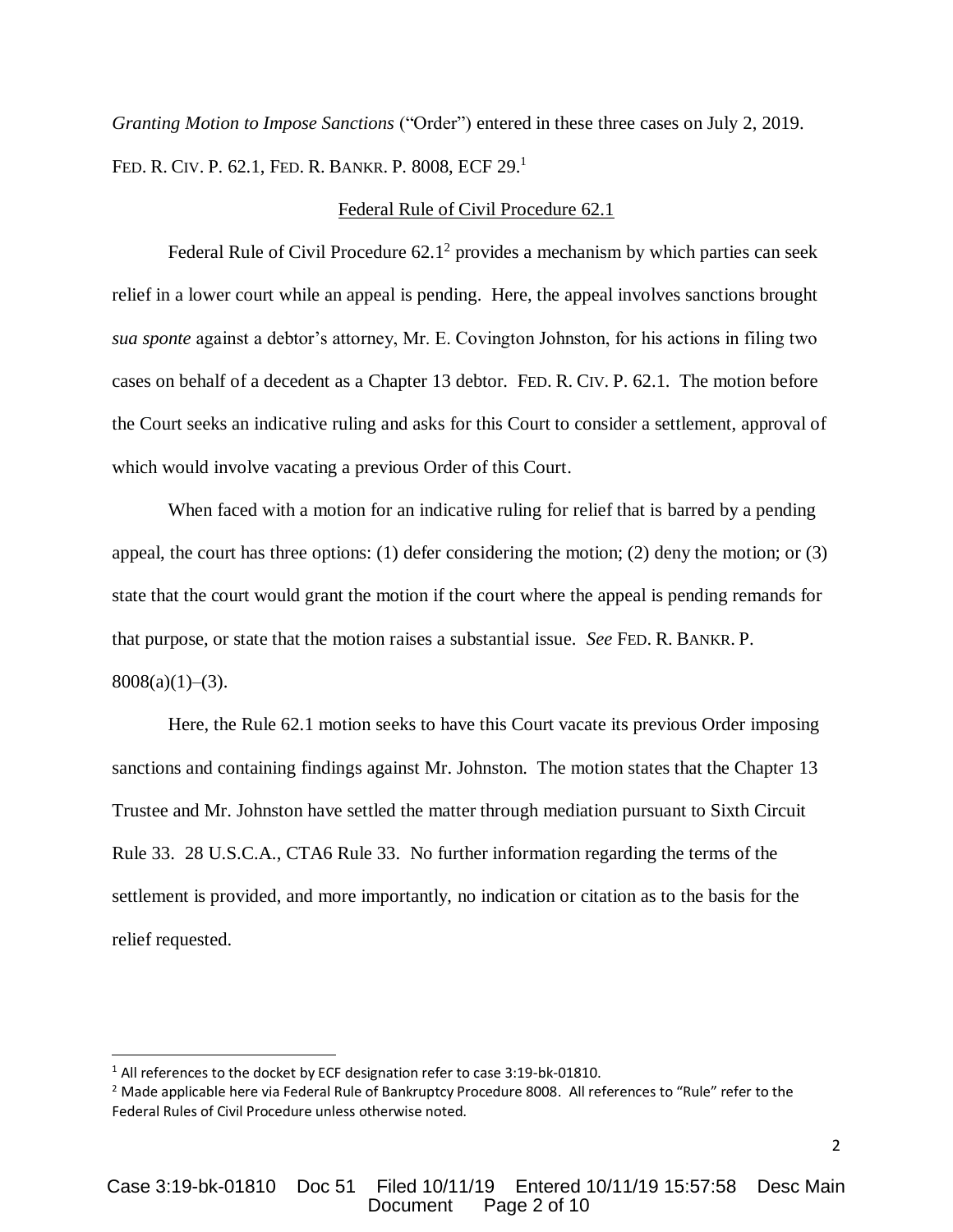*Granting Motion to Impose Sanctions* ("Order") entered in these three cases on July 2, 2019. FED. R. CIV. P. 62.1, FED. R. BANKR. P. 8008, ECF 29.[1]

<u>Federal Rule of Civil Procedure 62.1</u>

Federal Rule of Civil Procedure 62.1[2] provides a mechanism by which parties can seek relief in a lower court while an appeal is pending. Here, the appeal involves sanctions brought *sua sponte* against a debtor's attorney, Mr. E. Covington Johnston, for his actions in filing two cases on behalf of a decedent as a Chapter 13 debtor. FED. R. CIV. P. 62.1. The motion before the Court seeks an indicative ruling and asks for this Court to consider a settlement, approval of which would involve vacating a previous Order of this Court.

When faced with a motion for an indicative ruling for relief that is barred by a pending appeal, the court has three options: (1) defer considering the motion; (2) deny the motion; or (3) state that the court would grant the motion if the court where the appeal is pending remands for that purpose, or state that the motion raises a substantial issue. *See* FED. R. BANKR. P. 8008(a)(1)–(3).

Here, the Rule 62.1 motion seeks to have this Court vacate its previous Order imposing sanctions and containing findings against Mr. Johnston. The motion states that the Chapter 13 Trustee and Mr. Johnston have settled the matter through mediation pursuant to Sixth Circuit Rule 33. 28 U.S.C.A., CTA6 Rule 33. No further information regarding the terms of the settlement is provided, and more importantly, no indication or citation as to the basis for the relief requested.

---

[1] All references to the docket by ECF designation refer to case 3:19-bk-01810.

[2] Made applicable here via Federal Rule of Bankruptcy Procedure 8008. All references to "Rule" refer to the Federal Rules of Civil Procedure unless otherwise noted.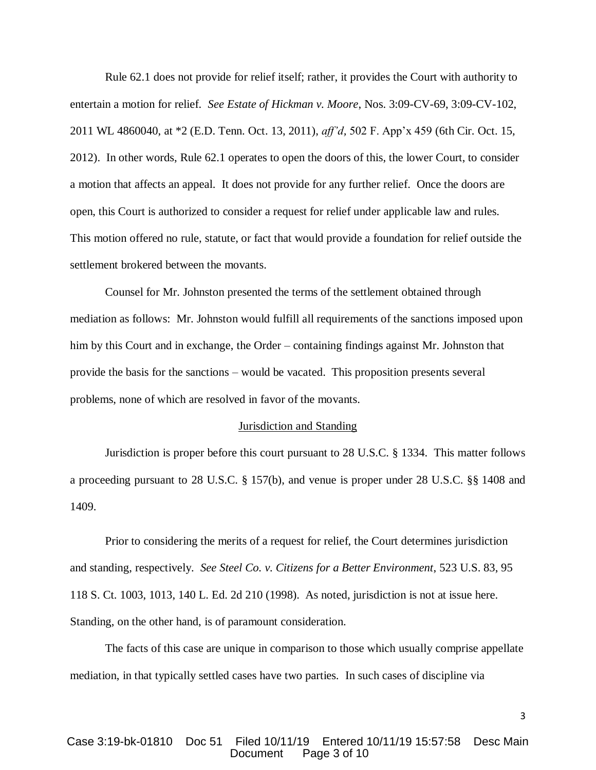Rule 62.1 does not provide for relief itself; rather, it provides the Court with authority to entertain a motion for relief. *See Estate of Hickman v. Moore*, Nos. 3:09-CV-69, 3:09-CV-102, 2011 WL 4860040, at *2 (E.D. Tenn. Oct. 13, 2011), *aff'd*, 502 F. App'x 459 (6th Cir. Oct. 15, 2012). In other words, Rule 62.1 operates to open the doors of this, the lower Court, to consider a motion that affects an appeal. It does not provide for any further relief. Once the doors are open, this Court is authorized to consider a request for relief under applicable law and rules. This motion offered no rule, statute, or fact that would provide a foundation for relief outside the settlement brokered between the movants.

Counsel for Mr. Johnston presented the terms of the settlement obtained through mediation as follows: Mr. Johnston would fulfill all requirements of the sanctions imposed upon him by this Court and in exchange, the Order – containing findings against Mr. Johnston that provide the basis for the sanctions – would be vacated. This proposition presents several problems, none of which are resolved in favor of the movants.

<u>Jurisdiction and Standing</u>

Jurisdiction is proper before this court pursuant to 28 U.S.C. § 1334. This matter follows a proceeding pursuant to 28 U.S.C. § 157(b), and venue is proper under 28 U.S.C. §§ 1408 and 1409.

Prior to considering the merits of a request for relief, the Court determines jurisdiction and standing, respectively. *See Steel Co. v. Citizens for a Better Environment*, 523 U.S. 83, 95 118 S. Ct. 1003, 1013, 140 L. Ed. 2d 210 (1998). As noted, jurisdiction is not at issue here. Standing, on the other hand, is of paramount consideration.

The facts of this case are unique in comparison to those which usually comprise appellate mediation, in that typically settled cases have two parties. In such cases of discipline via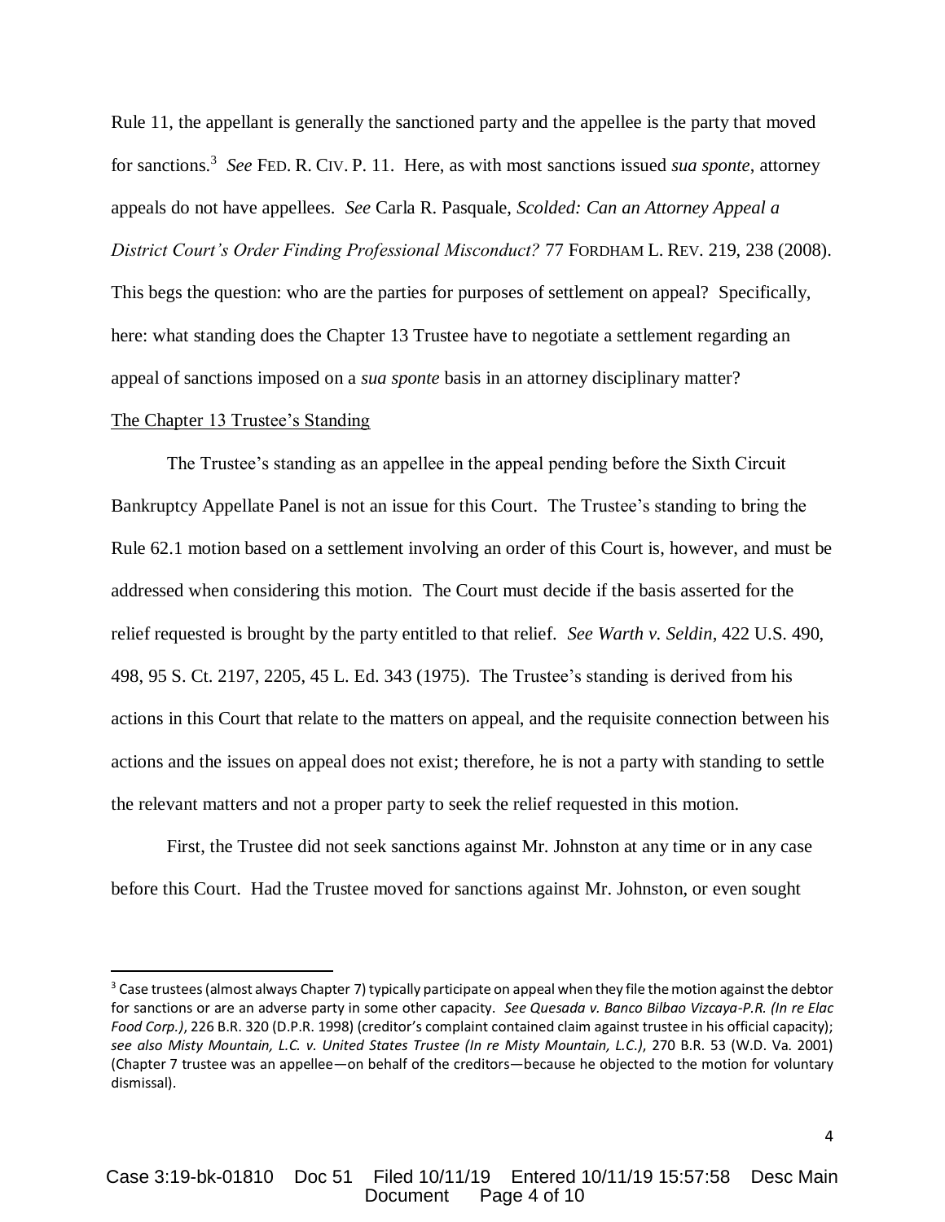Rule 11, the appellant is generally the sanctioned party and the appellee is the party that moved for sanctions.[3] *See* FED. R. CIV. P. 11. Here, as with most sanctions issued *sua sponte*, attorney appeals do not have appellees. *See* Carla R. Pasquale, *Scolded: Can an Attorney Appeal a District Court's Order Finding Professional Misconduct?* 77 FORDHAM L. REV. 219, 238 (2008). This begs the question: who are the parties for purposes of settlement on appeal? Specifically, here: what standing does the Chapter 13 Trustee have to negotiate a settlement regarding an appeal of sanctions imposed on a *sua sponte* basis in an attorney disciplinary matter?

The Chapter 13 Trustee's Standing

The Trustee's standing as an appellee in the appeal pending before the Sixth Circuit Bankruptcy Appellate Panel is not an issue for this Court. The Trustee's standing to bring the Rule 62.1 motion based on a settlement involving an order of this Court is, however, and must be addressed when considering this motion. The Court must decide if the basis asserted for the relief requested is brought by the party entitled to that relief. *See Warth v. Seldin*, 422 U.S. 490, 498, 95 S. Ct. 2197, 2205, 45 L. Ed. 343 (1975). The Trustee's standing is derived from his actions in this Court that relate to the matters on appeal, and the requisite connection between his actions and the issues on appeal does not exist; therefore, he is not a party with standing to settle the relevant matters and not a proper party to seek the relief requested in this motion.

First, the Trustee did not seek sanctions against Mr. Johnston at any time or in any case before this Court. Had the Trustee moved for sanctions against Mr. Johnston, or even sought

---

[3] Case trustees (almost always Chapter 7) typically participate on appeal when they file the motion against the debtor for sanctions or are an adverse party in some other capacity. *See Quesada v. Banco Bilbao Vizcaya-P.R. (In re Elac Food Corp.)*, 226 B.R. 320 (D.P.R. 1998) (creditor's complaint contained claim against trustee in his official capacity); *see also Misty Mountain, L.C. v. United States Trustee (In re Misty Mountain, L.C.)*, 270 B.R. 53 (W.D. Va. 2001) (Chapter 7 trustee was an appellee—on behalf of the creditors—because he objected to the motion for voluntary dismissal).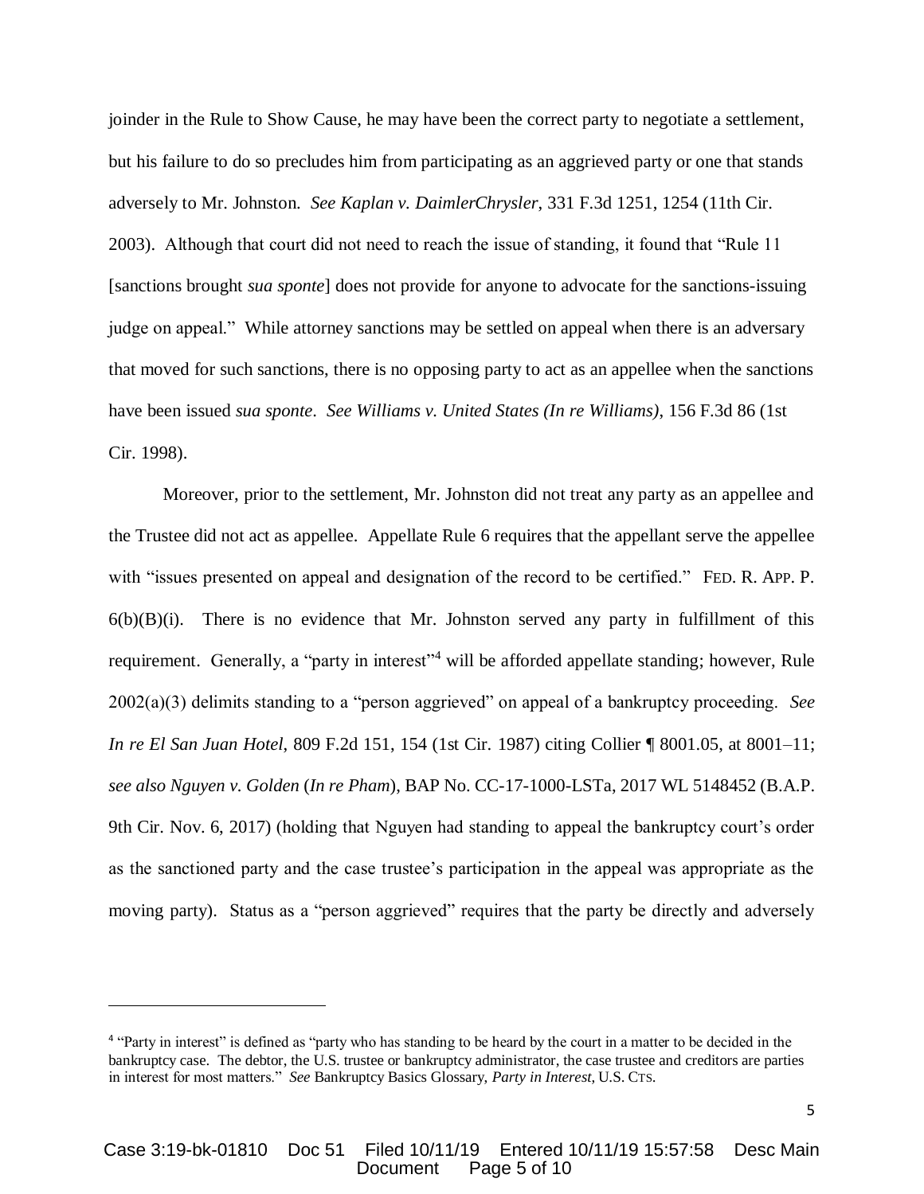joinder in the Rule to Show Cause, he may have been the correct party to negotiate a settlement, but his failure to do so precludes him from participating as an aggrieved party or one that stands adversely to Mr. Johnston. *See Kaplan v. DaimlerChrysler*, 331 F.3d 1251, 1254 (11th Cir. 2003). Although that court did not need to reach the issue of standing, it found that "Rule 11 [sanctions brought *sua sponte*] does not provide for anyone to advocate for the sanctions-issuing judge on appeal." While attorney sanctions may be settled on appeal when there is an adversary that moved for such sanctions, there is no opposing party to act as an appellee when the sanctions have been issued *sua sponte*. *See Williams v. United States (In re Williams)*, 156 F.3d 86 (1st Cir. 1998).

Moreover, prior to the settlement, Mr. Johnston did not treat any party as an appellee and the Trustee did not act as appellee. Appellate Rule 6 requires that the appellant serve the appellee with "issues presented on appeal and designation of the record to be certified." FED. R. APP. P. 6(b)(B)(i). There is no evidence that Mr. Johnston served any party in fulfillment of this requirement. Generally, a "party in interest"[4] will be afforded appellate standing; however, Rule 2002(a)(3) delimits standing to a "person aggrieved" on appeal of a bankruptcy proceeding. *See In re El San Juan Hotel*, 809 F.2d 151, 154 (1st Cir. 1987) citing Collier ¶ 8001.05, at 8001–11; *see also Nguyen v. Golden* (*In re Pham*), BAP No. CC-17-1000-LSTa, 2017 WL 5148452 (B.A.P. 9th Cir. Nov. 6, 2017) (holding that Nguyen had standing to appeal the bankruptcy court's order as the sanctioned party and the case trustee's participation in the appeal was appropriate as the moving party). Status as a "person aggrieved" requires that the party be directly and adversely

---

[4] "Party in interest" is defined as "party who has standing to be heard by the court in a matter to be decided in the bankruptcy case. The debtor, the U.S. trustee or bankruptcy administrator, the case trustee and creditors are parties in interest for most matters." *See* Bankruptcy Basics Glossary, *Party in Interest*, U.S. CTS.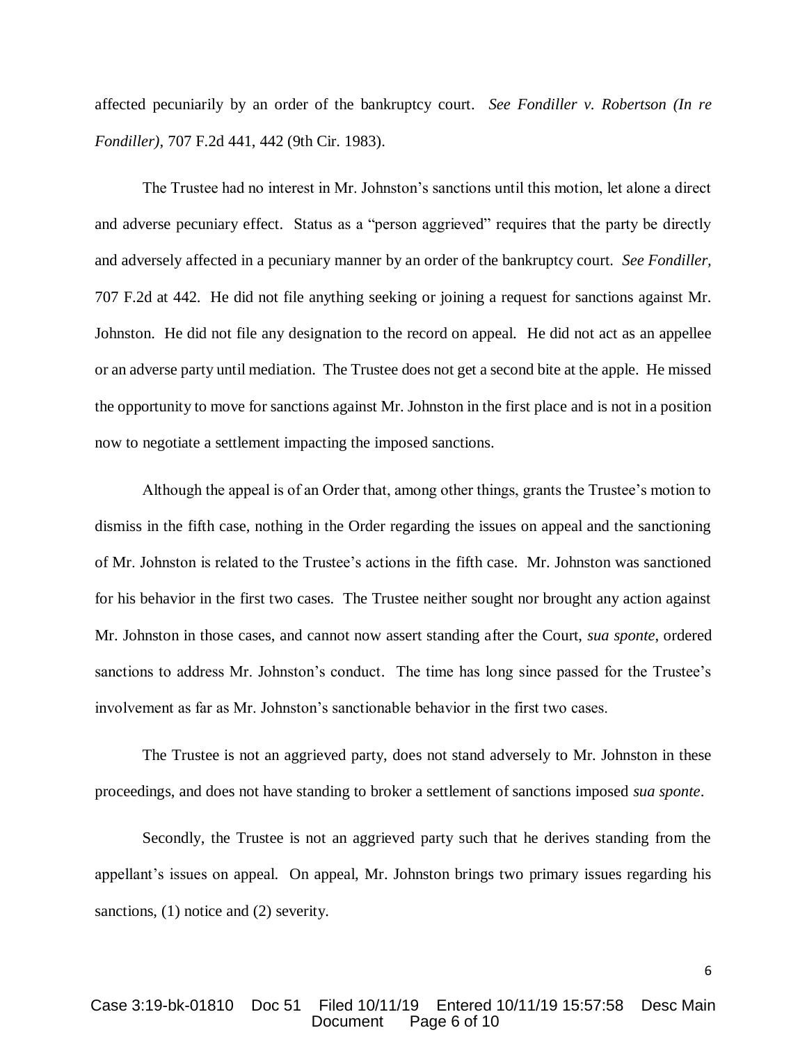affected pecuniarily by an order of the bankruptcy court. *See Fondiller v. Robertson (In re Fondiller)*, 707 F.2d 441, 442 (9th Cir. 1983).

The Trustee had no interest in Mr. Johnston's sanctions until this motion, let alone a direct and adverse pecuniary effect. Status as a "person aggrieved" requires that the party be directly and adversely affected in a pecuniary manner by an order of the bankruptcy court. *See Fondiller,* 707 F.2d at 442. He did not file anything seeking or joining a request for sanctions against Mr. Johnston. He did not file any designation to the record on appeal. He did not act as an appellee or an adverse party until mediation. The Trustee does not get a second bite at the apple. He missed the opportunity to move for sanctions against Mr. Johnston in the first place and is not in a position now to negotiate a settlement impacting the imposed sanctions.

Although the appeal is of an Order that, among other things, grants the Trustee's motion to dismiss in the fifth case, nothing in the Order regarding the issues on appeal and the sanctioning of Mr. Johnston is related to the Trustee's actions in the fifth case. Mr. Johnston was sanctioned for his behavior in the first two cases. The Trustee neither sought nor brought any action against Mr. Johnston in those cases, and cannot now assert standing after the Court, *sua sponte*, ordered sanctions to address Mr. Johnston's conduct. The time has long since passed for the Trustee's involvement as far as Mr. Johnston's sanctionable behavior in the first two cases.

The Trustee is not an aggrieved party, does not stand adversely to Mr. Johnston in these proceedings, and does not have standing to broker a settlement of sanctions imposed *sua sponte*.

Secondly, the Trustee is not an aggrieved party such that he derives standing from the appellant's issues on appeal. On appeal, Mr. Johnston brings two primary issues regarding his sanctions, (1) notice and (2) severity.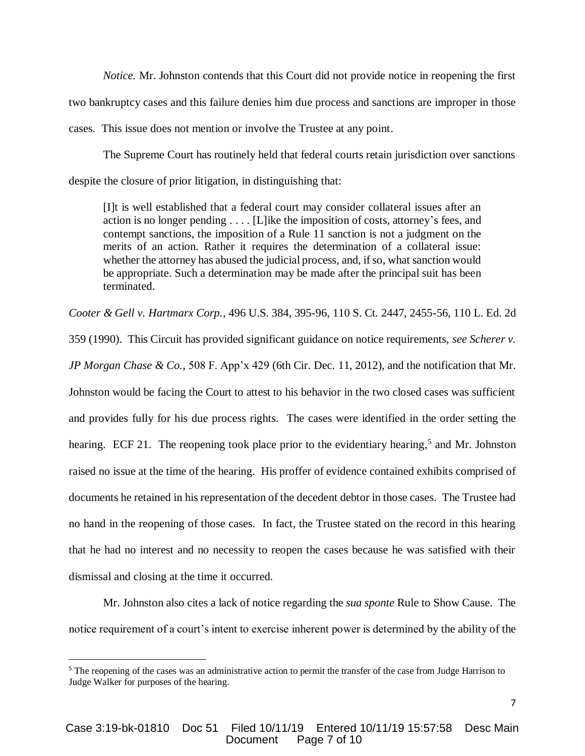*Notice.* Mr. Johnston contends that this Court did not provide notice in reopening the first two bankruptcy cases and this failure denies him due process and sanctions are improper in those cases. This issue does not mention or involve the Trustee at any point.

The Supreme Court has routinely held that federal courts retain jurisdiction over sanctions despite the closure of prior litigation, in distinguishing that:

> [I]t is well established that a federal court may consider collateral issues after an action is no longer pending . . . . [L]ike the imposition of costs, attorney's fees, and contempt sanctions, the imposition of a Rule 11 sanction is not a judgment on the merits of an action. Rather it requires the determination of a collateral issue: whether the attorney has abused the judicial process, and, if so, what sanction would be appropriate. Such a determination may be made after the principal suit has been terminated.

*Cooter & Gell v. Hartmarx Corp.*, 496 U.S. 384, 395-96, 110 S. Ct. 2447, 2455-56, 110 L. Ed. 2d 359 (1990). This Circuit has provided significant guidance on notice requirements, *see Scherer v. JP Morgan Chase & Co.*, 508 F. App'x 429 (6th Cir. Dec. 11, 2012), and the notification that Mr. Johnston would be facing the Court to attest to his behavior in the two closed cases was sufficient and provides fully for his due process rights. The cases were identified in the order setting the hearing. ECF 21. The reopening took place prior to the evidentiary hearing,[5] and Mr. Johnston raised no issue at the time of the hearing. His proffer of evidence contained exhibits comprised of documents he retained in his representation of the decedent debtor in those cases. The Trustee had no hand in the reopening of those cases. In fact, the Trustee stated on the record in this hearing that he had no interest and no necessity to reopen the cases because he was satisfied with their dismissal and closing at the time it occurred.

Mr. Johnston also cites a lack of notice regarding the *sua sponte* Rule to Show Cause. The notice requirement of a court's intent to exercise inherent power is determined by the ability of the

---

[5] The reopening of the cases was an administrative action to permit the transfer of the case from Judge Harrison to Judge Walker for purposes of the hearing.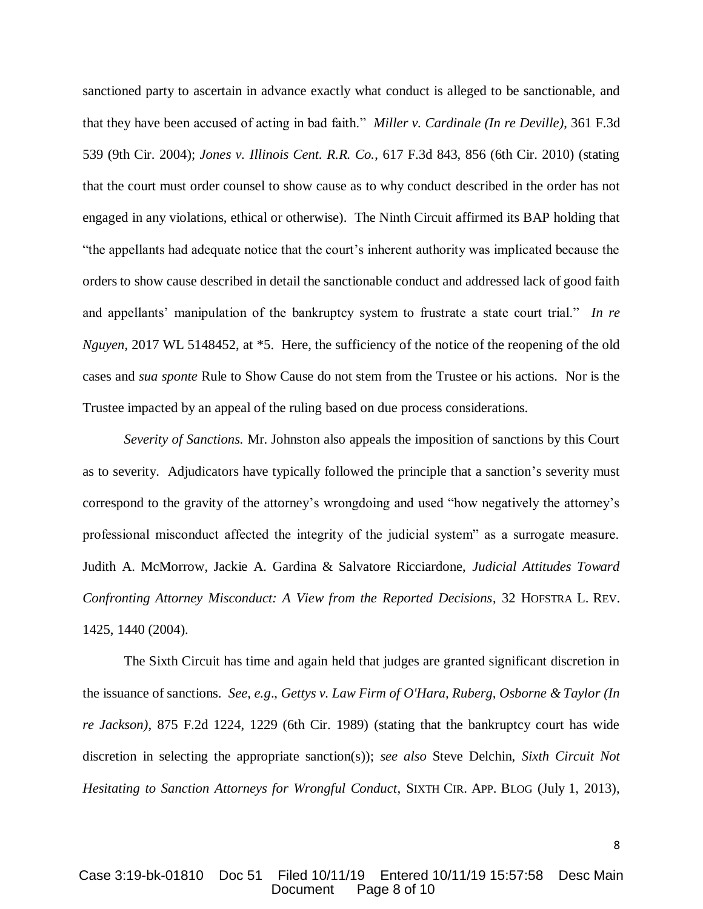sanctioned party to ascertain in advance exactly what conduct is alleged to be sanctionable, and that they have been accused of acting in bad faith." *Miller v. Cardinale (In re Deville)*, 361 F.3d 539 (9th Cir. 2004); *Jones v. Illinois Cent. R.R. Co.*, 617 F.3d 843, 856 (6th Cir. 2010) (stating that the court must order counsel to show cause as to why conduct described in the order has not engaged in any violations, ethical or otherwise). The Ninth Circuit affirmed its BAP holding that "the appellants had adequate notice that the court's inherent authority was implicated because the orders to show cause described in detail the sanctionable conduct and addressed lack of good faith and appellants' manipulation of the bankruptcy system to frustrate a state court trial." *In re Nguyen*, 2017 WL 5148452, at *5. Here, the sufficiency of the notice of the reopening of the old cases and *sua sponte* Rule to Show Cause do not stem from the Trustee or his actions. Nor is the Trustee impacted by an appeal of the ruling based on due process considerations.

*Severity of Sanctions.* Mr. Johnston also appeals the imposition of sanctions by this Court as to severity. Adjudicators have typically followed the principle that a sanction's severity must correspond to the gravity of the attorney's wrongdoing and used "how negatively the attorney's professional misconduct affected the integrity of the judicial system" as a surrogate measure. Judith A. McMorrow, Jackie A. Gardina & Salvatore Ricciardone, *Judicial Attitudes Toward Confronting Attorney Misconduct: A View from the Reported Decisions*, 32 HOFSTRA L. REV. 1425, 1440 (2004).

The Sixth Circuit has time and again held that judges are granted significant discretion in the issuance of sanctions. *See, e.g*., *Gettys v. Law Firm of O'Hara, Ruberg, Osborne & Taylor (In re Jackson)*, 875 F.2d 1224, 1229 (6th Cir. 1989) (stating that the bankruptcy court has wide discretion in selecting the appropriate sanction(s)); *see also* Steve Delchin, *Sixth Circuit Not Hesitating to Sanction Attorneys for Wrongful Conduct*, SIXTH CIR. APP. BLOG (July 1, 2013),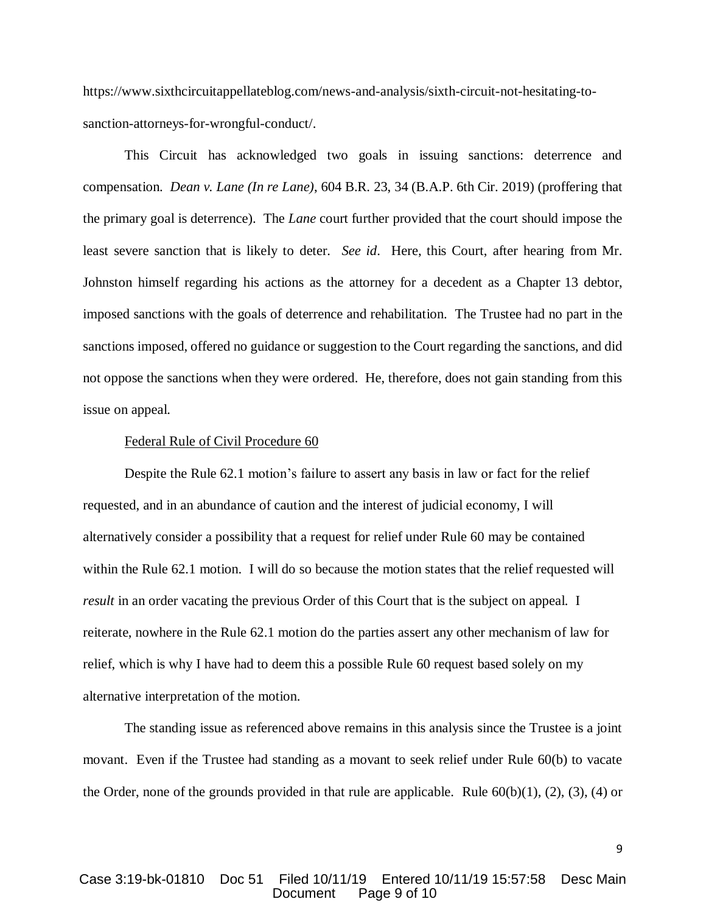https://www.sixthcircuitappellateblog.com/news-and-analysis/sixth-circuit-not-hesitating-to-sanction-attorneys-for-wrongful-conduct/.

This Circuit has acknowledged two goals in issuing sanctions: deterrence and compensation. *Dean v. Lane (In re Lane)*, 604 B.R. 23, 34 (B.A.P. 6th Cir. 2019) (proffering that the primary goal is deterrence). The *Lane* court further provided that the court should impose the least severe sanction that is likely to deter. *See id*. Here, this Court, after hearing from Mr. Johnston himself regarding his actions as the attorney for a decedent as a Chapter 13 debtor, imposed sanctions with the goals of deterrence and rehabilitation. The Trustee had no part in the sanctions imposed, offered no guidance or suggestion to the Court regarding the sanctions, and did not oppose the sanctions when they were ordered. He, therefore, does not gain standing from this issue on appeal.

Federal Rule of Civil Procedure 60

Despite the Rule 62.1 motion's failure to assert any basis in law or fact for the relief requested, and in an abundance of caution and the interest of judicial economy, I will alternatively consider a possibility that a request for relief under Rule 60 may be contained within the Rule 62.1 motion. I will do so because the motion states that the relief requested will *result* in an order vacating the previous Order of this Court that is the subject on appeal. I reiterate, nowhere in the Rule 62.1 motion do the parties assert any other mechanism of law for relief, which is why I have had to deem this a possible Rule 60 request based solely on my alternative interpretation of the motion.

The standing issue as referenced above remains in this analysis since the Trustee is a joint movant. Even if the Trustee had standing as a movant to seek relief under Rule 60(b) to vacate the Order, none of the grounds provided in that rule are applicable. Rule 60(b)(1), (2), (3), (4) or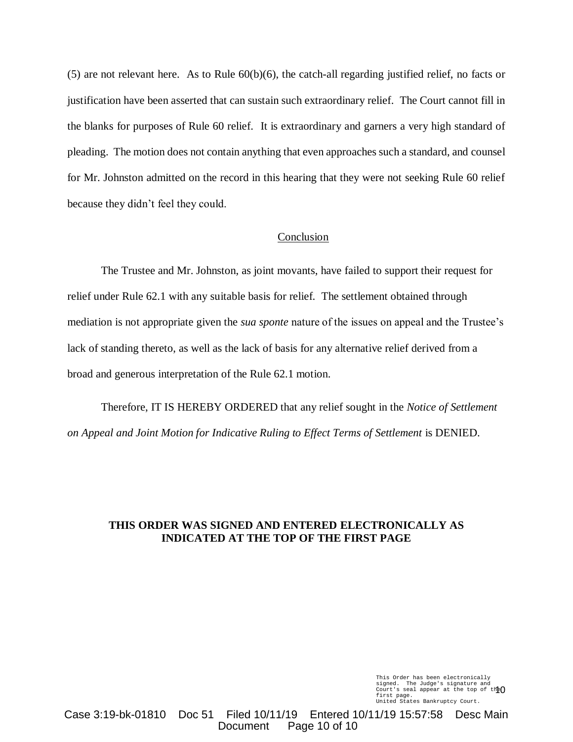(5) are not relevant here. As to Rule 60(b)(6), the catch-all regarding justified relief, no facts or justification have been asserted that can sustain such extraordinary relief. The Court cannot fill in the blanks for purposes of Rule 60 relief. It is extraordinary and garners a very high standard of pleading. The motion does not contain anything that even approaches such a standard, and counsel for Mr. Johnston admitted on the record in this hearing that they were not seeking Rule 60 relief because they didn't feel they could.

## Conclusion

The Trustee and Mr. Johnston, as joint movants, have failed to support their request for relief under Rule 62.1 with any suitable basis for relief. The settlement obtained through mediation is not appropriate given the *sua sponte* nature of the issues on appeal and the Trustee's lack of standing thereto, as well as the lack of basis for any alternative relief derived from a broad and generous interpretation of the Rule 62.1 motion.

Therefore, IT IS HEREBY ORDERED that any relief sought in the *Notice of Settlement on Appeal and Joint Motion for Indicative Ruling to Effect Terms of Settlement* is DENIED.

**THIS ORDER WAS SIGNED AND ENTERED ELECTRONICALLY AS INDICATED AT THE TOP OF THE FIRST PAGE**

This Order has been electronically signed. The Judge's signature and Court's seal appear at the top of the first page.
United States Bankruptcy Court.